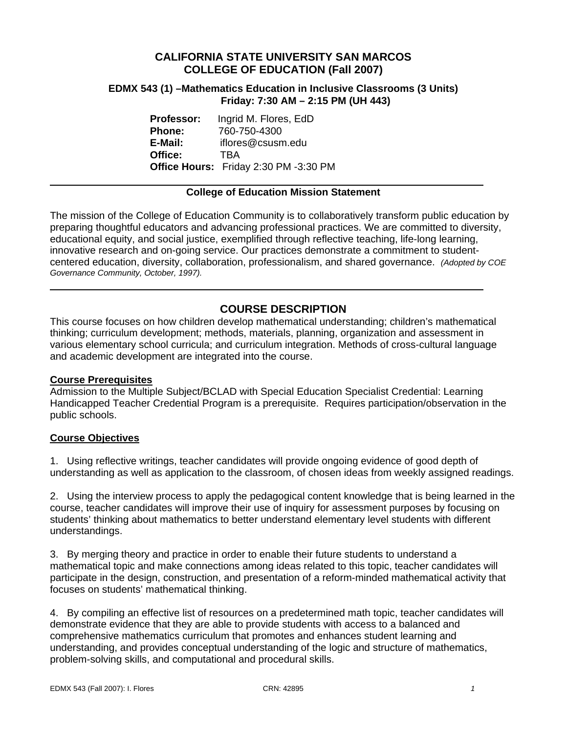# CALIFORNIA STATE UNIVERSITY SAN MARCOS
# COLLEGE OF EDUCATION (Fall 2007)

### EDMX 543 (1) –Mathematics Education in Inclusive Classrooms (3 Units)
### Friday: 7:30 AM – 2:15 PM (UH 443)

**Professor:** Ingrid M. Flores, EdD
**Phone:** 760-750-4300
**E-Mail:** iflores@csusm.edu
**Office:** TBA
**Office Hours:** Friday 2:30 PM -3:30 PM

---

**College of Education Mission Statement**

The mission of the College of Education Community is to collaboratively transform public education by preparing thoughtful educators and advancing professional practices. We are committed to diversity, educational equity, and social justice, exemplified through reflective teaching, life-long learning, innovative research and on-going service. Our practices demonstrate a commitment to student-centered education, diversity, collaboration, professionalism, and shared governance. *(Adopted by COE Governance Community, October, 1997).*

---

## COURSE DESCRIPTION

This course focuses on how children develop mathematical understanding; children's mathematical thinking; curriculum development; methods, materials, planning, organization and assessment in various elementary school curricula; and curriculum integration. Methods of cross-cultural language and academic development are integrated into the course.

### Course Prerequisites

Admission to the Multiple Subject/BCLAD with Special Education Specialist Credential: Learning Handicapped Teacher Credential Program is a prerequisite. Requires participation/observation in the public schools.

### Course Objectives

1. Using reflective writings, teacher candidates will provide ongoing evidence of good depth of understanding as well as application to the classroom, of chosen ideas from weekly assigned readings.

2. Using the interview process to apply the pedagogical content knowledge that is being learned in the course, teacher candidates will improve their use of inquiry for assessment purposes by focusing on students' thinking about mathematics to better understand elementary level students with different understandings.

3. By merging theory and practice in order to enable their future students to understand a mathematical topic and make connections among ideas related to this topic, teacher candidates will participate in the design, construction, and presentation of a reform-minded mathematical activity that focuses on students' mathematical thinking.

4. By compiling an effective list of resources on a predetermined math topic, teacher candidates will demonstrate evidence that they are able to provide students with access to a balanced and comprehensive mathematics curriculum that promotes and enhances student learning and understanding, and provides conceptual understanding of the logic and structure of mathematics, problem-solving skills, and computational and procedural skills.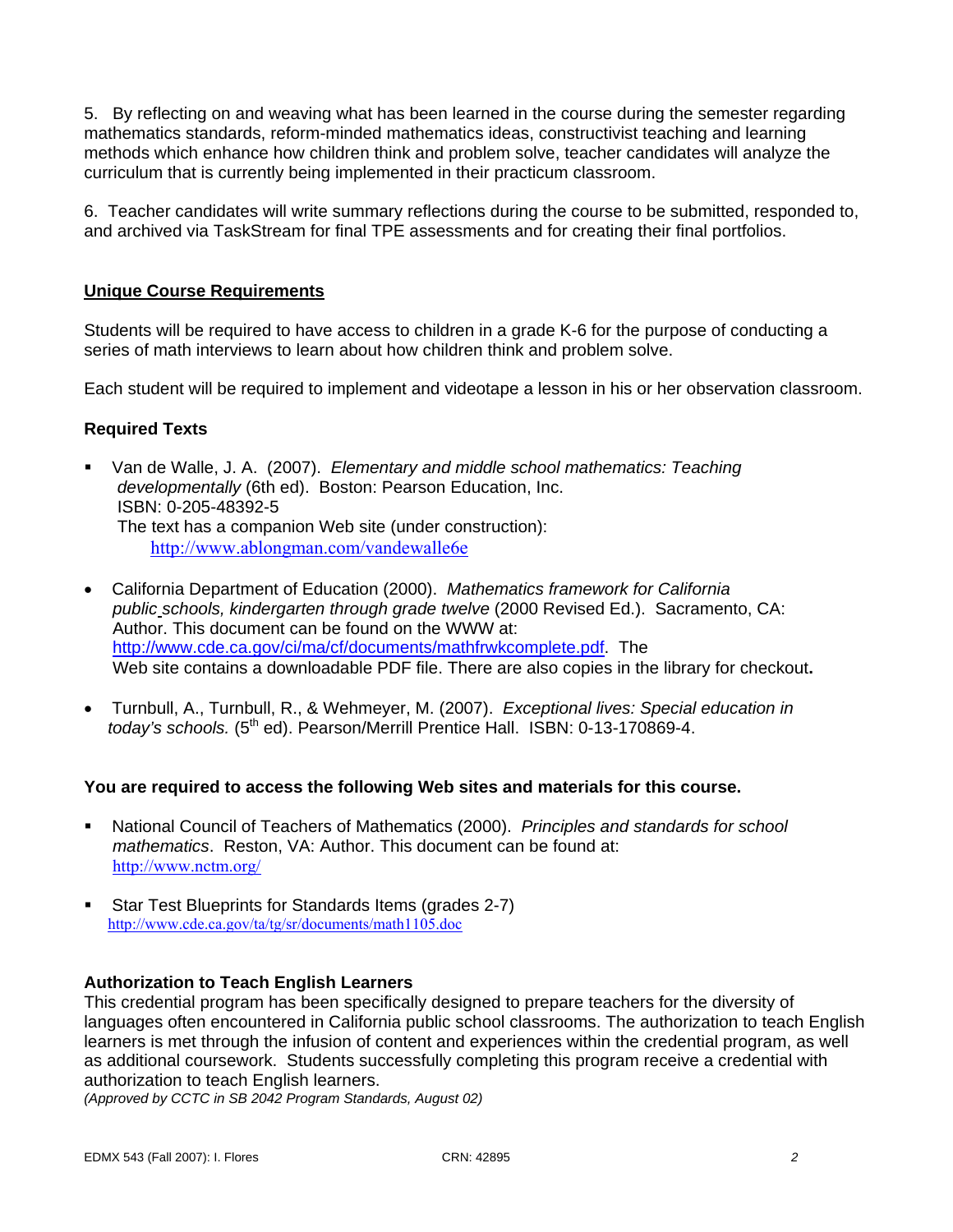5. By reflecting on and weaving what has been learned in the course during the semester regarding mathematics standards, reform-minded mathematics ideas, constructivist teaching and learning methods which enhance how children think and problem solve, teacher candidates will analyze the curriculum that is currently being implemented in their practicum classroom.

6. Teacher candidates will write summary reflections during the course to be submitted, responded to, and archived via TaskStream for final TPE assessments and for creating their final portfolios.

## Unique Course Requirements

Students will be required to have access to children in a grade K-6 for the purpose of conducting a series of math interviews to learn about how children think and problem solve.

Each student will be required to implement and videotape a lesson in his or her observation classroom.

### Required Texts

- Van de Walle, J. A. (2007). *Elementary and middle school mathematics: Teaching developmentally* (6th ed). Boston: Pearson Education, Inc. ISBN: 0-205-48392-5
  The text has a companion Web site (under construction):
  http://www.ablongman.com/vandewalle6e

- California Department of Education (2000). *Mathematics framework for California public schools, kindergarten through grade twelve* (2000 Revised Ed.). Sacramento, CA: Author. This document can be found on the WWW at: http://www.cde.ca.gov/ci/ma/cf/documents/mathfrwkcomplete.pdf. The Web site contains a downloadable PDF file. There are also copies in the library for checkout**.**

- Turnbull, A., Turnbull, R., & Wehmeyer, M. (2007). *Exceptional lives: Special education in today's schools.* (5th ed). Pearson/Merrill Prentice Hall. ISBN: 0-13-170869-4.

**You are required to access the following Web sites and materials for this course.**

- National Council of Teachers of Mathematics (2000). *Principles and standards for school mathematics*. Reston, VA: Author. This document can be found at: http://www.nctm.org/

- Star Test Blueprints for Standards Items (grades 2-7)
  http://www.cde.ca.gov/ta/tg/sr/documents/math1105.doc

### Authorization to Teach English Learners

This credential program has been specifically designed to prepare teachers for the diversity of languages often encountered in California public school classrooms. The authorization to teach English learners is met through the infusion of content and experiences within the credential program, as well as additional coursework. Students successfully completing this program receive a credential with authorization to teach English learners.
*(Approved by CCTC in SB 2042 Program Standards, August 02)*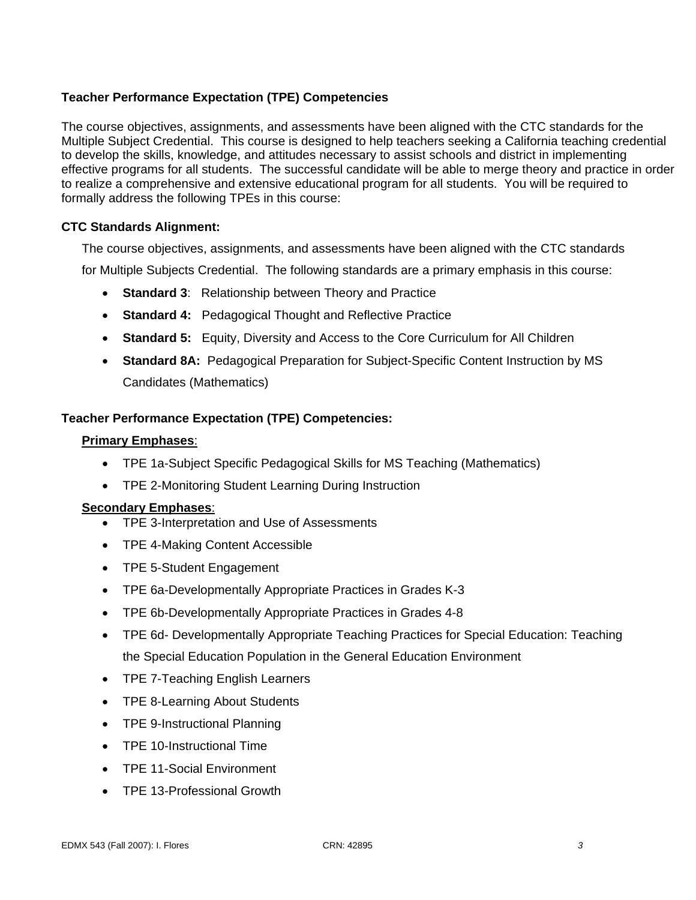**Teacher Performance Expectation (TPE) Competencies**

The course objectives, assignments, and assessments have been aligned with the CTC standards for the Multiple Subject Credential. This course is designed to help teachers seeking a California teaching credential to develop the skills, knowledge, and attitudes necessary to assist schools and district in implementing effective programs for all students. The successful candidate will be able to merge theory and practice in order to realize a comprehensive and extensive educational program for all students. You will be required to formally address the following TPEs in this course:

**CTC Standards Alignment:**

The course objectives, assignments, and assessments have been aligned with the CTC standards for Multiple Subjects Credential. The following standards are a primary emphasis in this course:

- **Standard 3**: Relationship between Theory and Practice
- **Standard 4:** Pedagogical Thought and Reflective Practice
- **Standard 5:** Equity, Diversity and Access to the Core Curriculum for All Children
- **Standard 8A:** Pedagogical Preparation for Subject-Specific Content Instruction by MS Candidates (Mathematics)

**Teacher Performance Expectation (TPE) Competencies:**

**Primary Emphases**:

- TPE 1a-Subject Specific Pedagogical Skills for MS Teaching (Mathematics)
- TPE 2-Monitoring Student Learning During Instruction

**Secondary Emphases**:

- TPE 3-Interpretation and Use of Assessments
- TPE 4-Making Content Accessible
- TPE 5-Student Engagement
- TPE 6a-Developmentally Appropriate Practices in Grades K-3
- TPE 6b-Developmentally Appropriate Practices in Grades 4-8
- TPE 6d- Developmentally Appropriate Teaching Practices for Special Education: Teaching the Special Education Population in the General Education Environment
- TPE 7-Teaching English Learners
- TPE 8-Learning About Students
- TPE 9-Instructional Planning
- TPE 10-Instructional Time
- TPE 11-Social Environment
- TPE 13-Professional Growth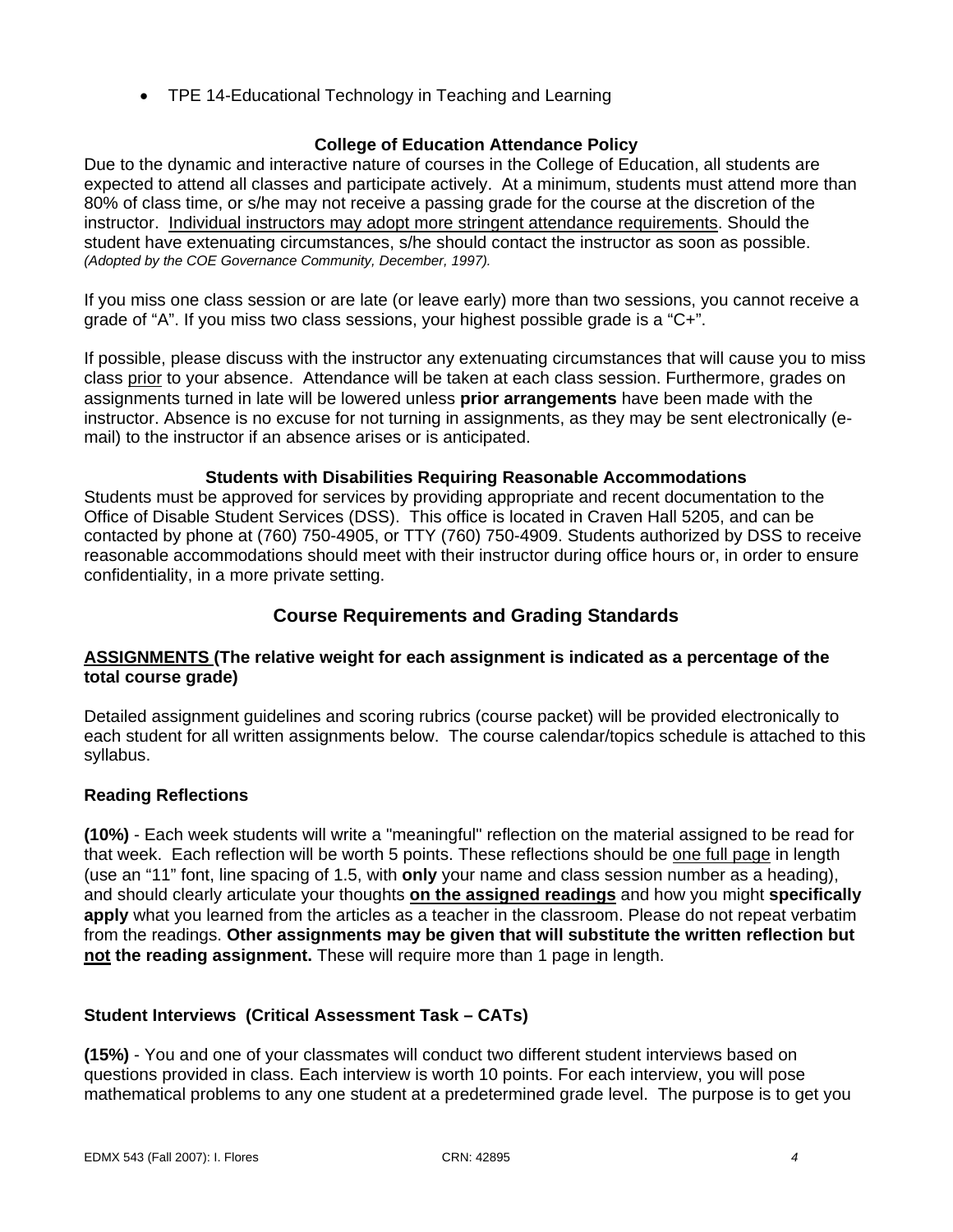- TPE 14-Educational Technology in Teaching and Learning

### College of Education Attendance Policy

Due to the dynamic and interactive nature of courses in the College of Education, all students are expected to attend all classes and participate actively. At a minimum, students must attend more than 80% of class time, or s/he may not receive a passing grade for the course at the discretion of the instructor. Individual instructors may adopt more stringent attendance requirements. Should the student have extenuating circumstances, s/he should contact the instructor as soon as possible. *(Adopted by the COE Governance Community, December, 1997).*

If you miss one class session or are late (or leave early) more than two sessions, you cannot receive a grade of "A". If you miss two class sessions, your highest possible grade is a "C+".

If possible, please discuss with the instructor any extenuating circumstances that will cause you to miss class prior to your absence. Attendance will be taken at each class session. Furthermore, grades on assignments turned in late will be lowered unless **prior arrangements** have been made with the instructor. Absence is no excuse for not turning in assignments, as they may be sent electronically (e-mail) to the instructor if an absence arises or is anticipated.

### Students with Disabilities Requiring Reasonable Accommodations

Students must be approved for services by providing appropriate and recent documentation to the Office of Disable Student Services (DSS). This office is located in Craven Hall 5205, and can be contacted by phone at (760) 750-4905, or TTY (760) 750-4909. Students authorized by DSS to receive reasonable accommodations should meet with their instructor during office hours or, in order to ensure confidentiality, in a more private setting.

## Course Requirements and Grading Standards

**ASSIGNMENTS (The relative weight for each assignment is indicated as a percentage of the total course grade)**

Detailed assignment guidelines and scoring rubrics (course packet) will be provided electronically to each student for all written assignments below. The course calendar/topics schedule is attached to this syllabus.

### Reading Reflections

**(10%)** - Each week students will write a "meaningful" reflection on the material assigned to be read for that week. Each reflection will be worth 5 points. These reflections should be one full page in length (use an "11" font, line spacing of 1.5, with **only** your name and class session number as a heading), and should clearly articulate your thoughts **on the assigned readings** and how you might **specifically apply** what you learned from the articles as a teacher in the classroom. Please do not repeat verbatim from the readings. **Other assignments may be given that will substitute the written reflection but not the reading assignment.** These will require more than 1 page in length.

### Student Interviews (Critical Assessment Task – CATs)

**(15%)** - You and one of your classmates will conduct two different student interviews based on questions provided in class. Each interview is worth 10 points. For each interview, you will pose mathematical problems to any one student at a predetermined grade level. The purpose is to get you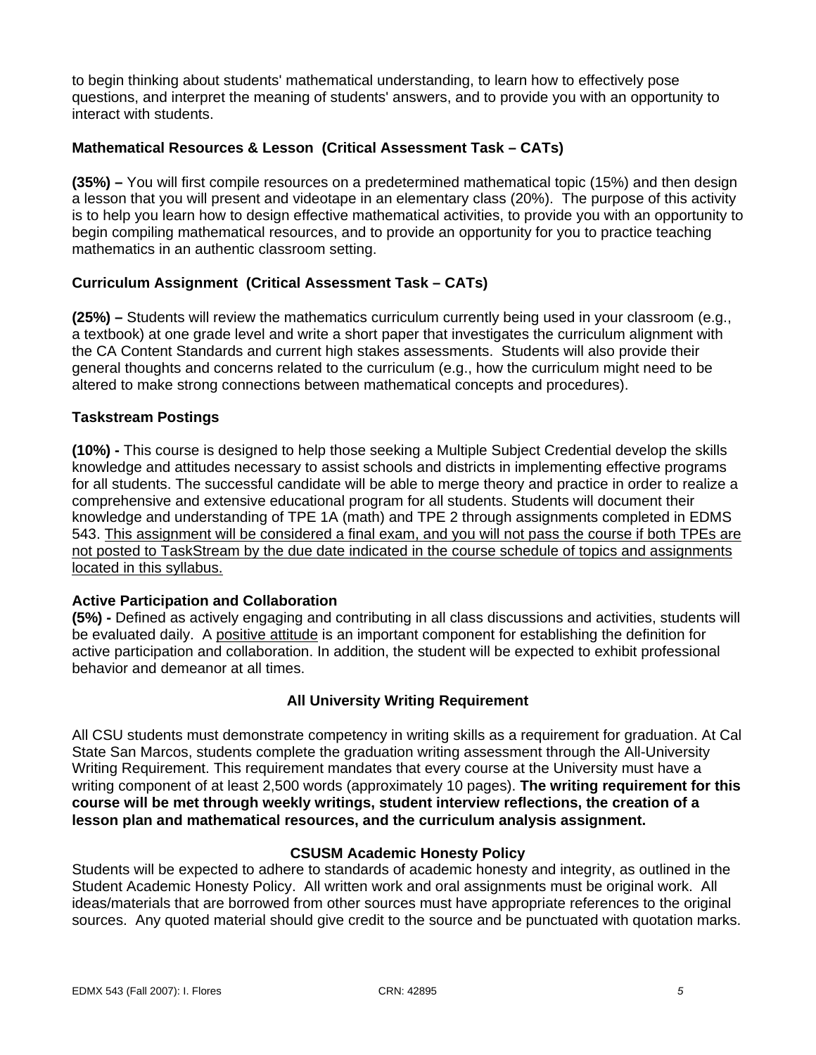to begin thinking about students' mathematical understanding, to learn how to effectively pose questions, and interpret the meaning of students' answers, and to provide you with an opportunity to interact with students.

### Mathematical Resources & Lesson (Critical Assessment Task – CATs)

**(35%) –** You will first compile resources on a predetermined mathematical topic (15%) and then design a lesson that you will present and videotape in an elementary class (20%). The purpose of this activity is to help you learn how to design effective mathematical activities, to provide you with an opportunity to begin compiling mathematical resources, and to provide an opportunity for you to practice teaching mathematics in an authentic classroom setting.

### Curriculum Assignment (Critical Assessment Task – CATs)

**(25%) –** Students will review the mathematics curriculum currently being used in your classroom (e.g., a textbook) at one grade level and write a short paper that investigates the curriculum alignment with the CA Content Standards and current high stakes assessments. Students will also provide their general thoughts and concerns related to the curriculum (e.g., how the curriculum might need to be altered to make strong connections between mathematical concepts and procedures).

### Taskstream Postings

**(10%) -** This course is designed to help those seeking a Multiple Subject Credential develop the skills knowledge and attitudes necessary to assist schools and districts in implementing effective programs for all students. The successful candidate will be able to merge theory and practice in order to realize a comprehensive and extensive educational program for all students. Students will document their knowledge and understanding of TPE 1A (math) and TPE 2 through assignments completed in EDMS 543. <u>This assignment will be considered a final exam, and you will not pass the course if both TPEs are not posted to TaskStream by the due date indicated in the course schedule of topics and assignments located in this syllabus.</u>

### Active Participation and Collaboration

**(5%) -** Defined as actively engaging and contributing in all class discussions and activities, students will be evaluated daily. A <u>positive attitude</u> is an important component for establishing the definition for active participation and collaboration. In addition, the student will be expected to exhibit professional behavior and demeanor at all times.

## All University Writing Requirement

All CSU students must demonstrate competency in writing skills as a requirement for graduation. At Cal State San Marcos, students complete the graduation writing assessment through the All-University Writing Requirement. This requirement mandates that every course at the University must have a writing component of at least 2,500 words (approximately 10 pages). **The writing requirement for this course will be met through weekly writings, student interview reflections, the creation of a lesson plan and mathematical resources, and the curriculum analysis assignment.**

## CSUSM Academic Honesty Policy

Students will be expected to adhere to standards of academic honesty and integrity, as outlined in the Student Academic Honesty Policy. All written work and oral assignments must be original work. All ideas/materials that are borrowed from other sources must have appropriate references to the original sources. Any quoted material should give credit to the source and be punctuated with quotation marks.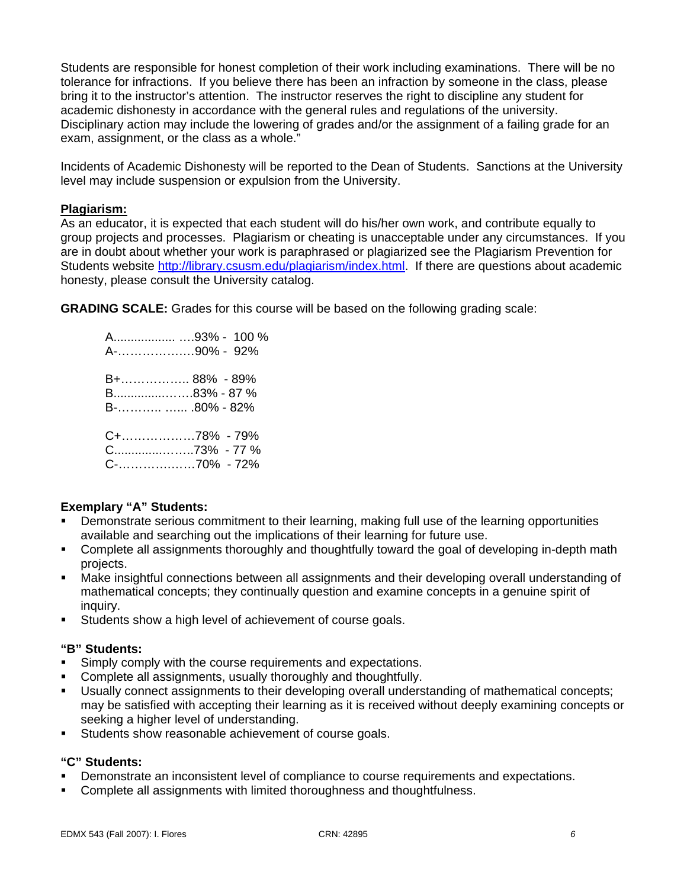Students are responsible for honest completion of their work including examinations. There will be no tolerance for infractions. If you believe there has been an infraction by someone in the class, please bring it to the instructor's attention. The instructor reserves the right to discipline any student for academic dishonesty in accordance with the general rules and regulations of the university. Disciplinary action may include the lowering of grades and/or the assignment of a failing grade for an exam, assignment, or the class as a whole."

Incidents of Academic Dishonesty will be reported to the Dean of Students. Sanctions at the University level may include suspension or expulsion from the University.

**Plagiarism:**

As an educator, it is expected that each student will do his/her own work, and contribute equally to group projects and processes. Plagiarism or cheating is unacceptable under any circumstances. If you are in doubt about whether your work is paraphrased or plagiarized see the Plagiarism Prevention for Students website http://library.csusm.edu/plagiarism/index.html. If there are questions about academic honesty, please consult the University catalog.

**GRADING SCALE:** Grades for this course will be based on the following grading scale:

A.................. ….93% - 100 %
A-……………….90% - 92%

B+…………….. 88% - 89%
B..............……83% - 87 %
B-……….. …... .80% - 82%

C+………………78% - 79%
C............……..73% - 77 %
C-……………….70% - 72%

**Exemplary "A" Students:**

- Demonstrate serious commitment to their learning, making full use of the learning opportunities available and searching out the implications of their learning for future use.
- Complete all assignments thoroughly and thoughtfully toward the goal of developing in-depth math projects.
- Make insightful connections between all assignments and their developing overall understanding of mathematical concepts; they continually question and examine concepts in a genuine spirit of inquiry.
- Students show a high level of achievement of course goals.

**"B" Students:**

- Simply comply with the course requirements and expectations.
- Complete all assignments, usually thoroughly and thoughtfully.
- Usually connect assignments to their developing overall understanding of mathematical concepts; may be satisfied with accepting their learning as it is received without deeply examining concepts or seeking a higher level of understanding.
- Students show reasonable achievement of course goals.

**"C" Students:**

- Demonstrate an inconsistent level of compliance to course requirements and expectations.
- Complete all assignments with limited thoroughness and thoughtfulness.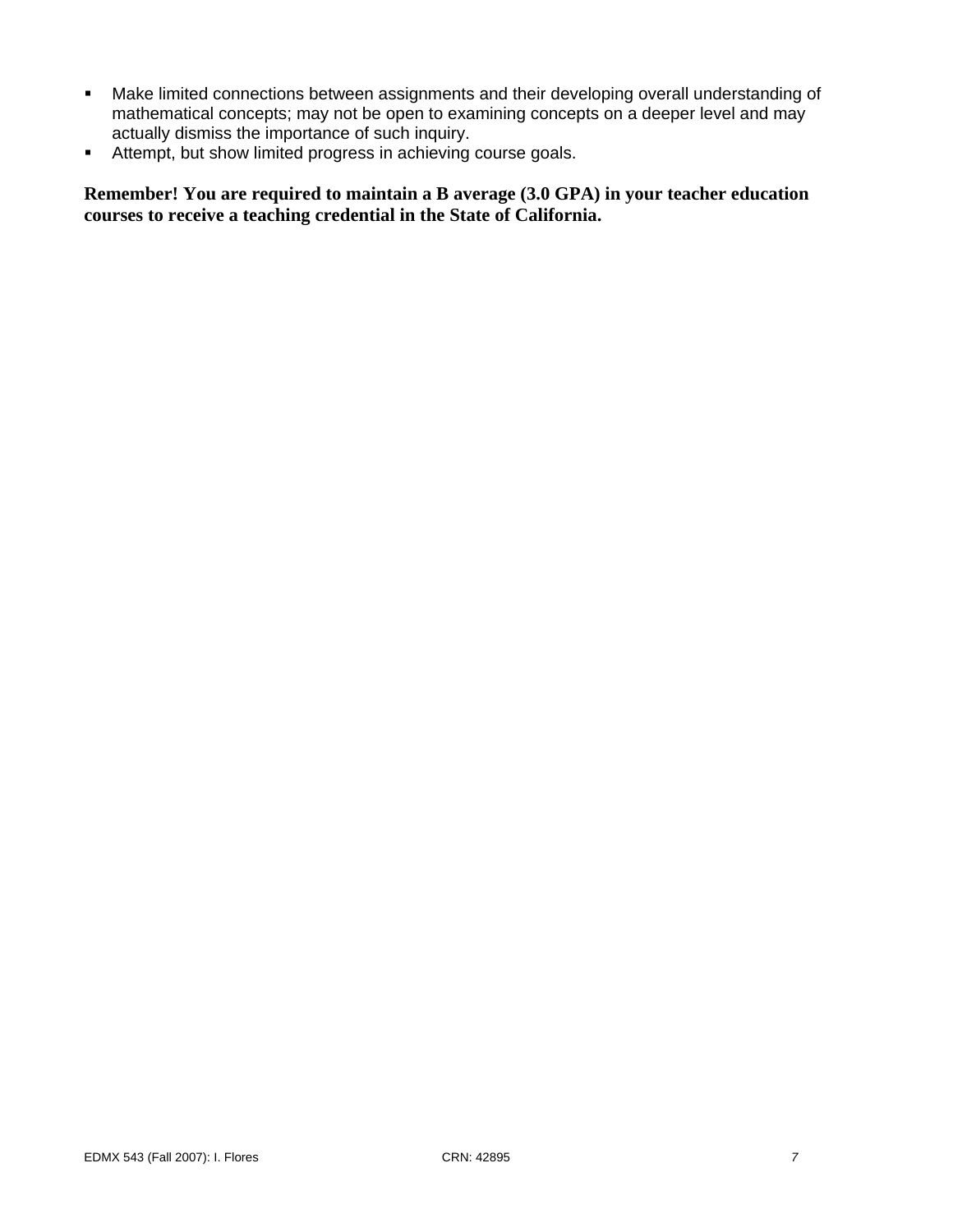- Make limited connections between assignments and their developing overall understanding of mathematical concepts; may not be open to examining concepts on a deeper level and may actually dismiss the importance of such inquiry.
- Attempt, but show limited progress in achieving course goals.

**Remember! You are required to maintain a B average (3.0 GPA) in your teacher education courses to receive a teaching credential in the State of California.**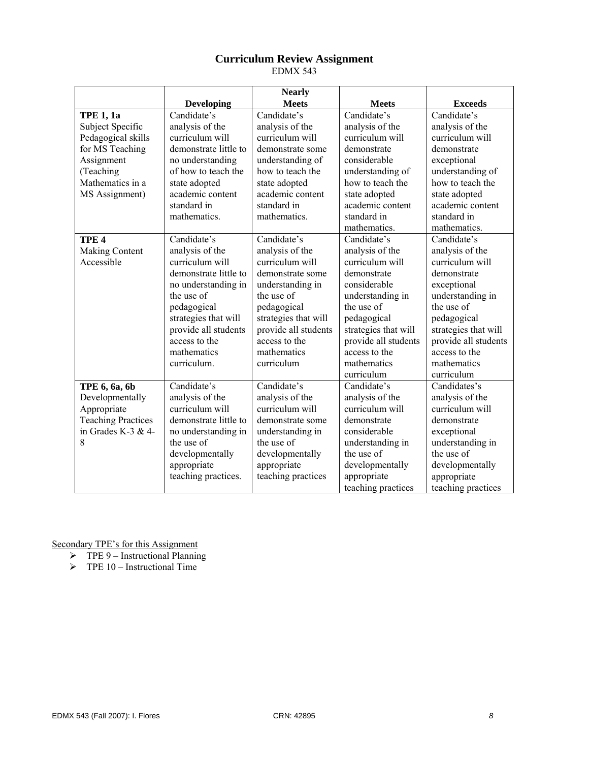# Curriculum Review Assignment

EDMX 543

| | Developing | Nearly Meets | Meets | Exceeds |
|---|---|---|---|---|
| **TPE 1, 1a** Subject Specific Pedagogical skills for MS Teaching Assignment (Teaching Mathematics in a MS Assignment) | Candidate's analysis of the curriculum will demonstrate little to no understanding of how to teach the state adopted academic content standard in mathematics. | Candidate's analysis of the curriculum will demonstrate some understanding of how to teach the state adopted academic content standard in mathematics. | Candidate's analysis of the curriculum will demonstrate considerable understanding of how to teach the state adopted academic content standard in mathematics. | Candidate's analysis of the curriculum will demonstrate exceptional understanding of how to teach the state adopted academic content standard in mathematics. |
| **TPE 4** Making Content Accessible | Candidate's analysis of the curriculum will demonstrate little to no understanding in the use of pedagogical strategies that will provide all students access to the mathematics curriculum. | Candidate's analysis of the curriculum will demonstrate some understanding in the use of pedagogical strategies that will provide all students access to the mathematics curriculum | Candidate's analysis of the curriculum will demonstrate considerable understanding in the use of pedagogical strategies that will provide all students access to the mathematics curriculum | Candidate's analysis of the curriculum will demonstrate exceptional understanding in the use of pedagogical strategies that will provide all students access to the mathematics curriculum |
| **TPE 6, 6a, 6b** Developmentally Appropriate Teaching Practices in Grades K-3 & 4-8 | Candidate's analysis of the curriculum will demonstrate little to no understanding in the use of developmentally appropriate teaching practices. | Candidate's analysis of the curriculum will demonstrate some understanding in the use of developmentally appropriate teaching practices | Candidate's analysis of the curriculum will demonstrate considerable understanding in the use of developmentally appropriate teaching practices | Candidates's analysis of the curriculum will demonstrate exceptional understanding in the use of developmentally appropriate teaching practices |

<u>Secondary TPE's for this Assignment</u>

- TPE 9 – Instructional Planning
- TPE 10 – Instructional Time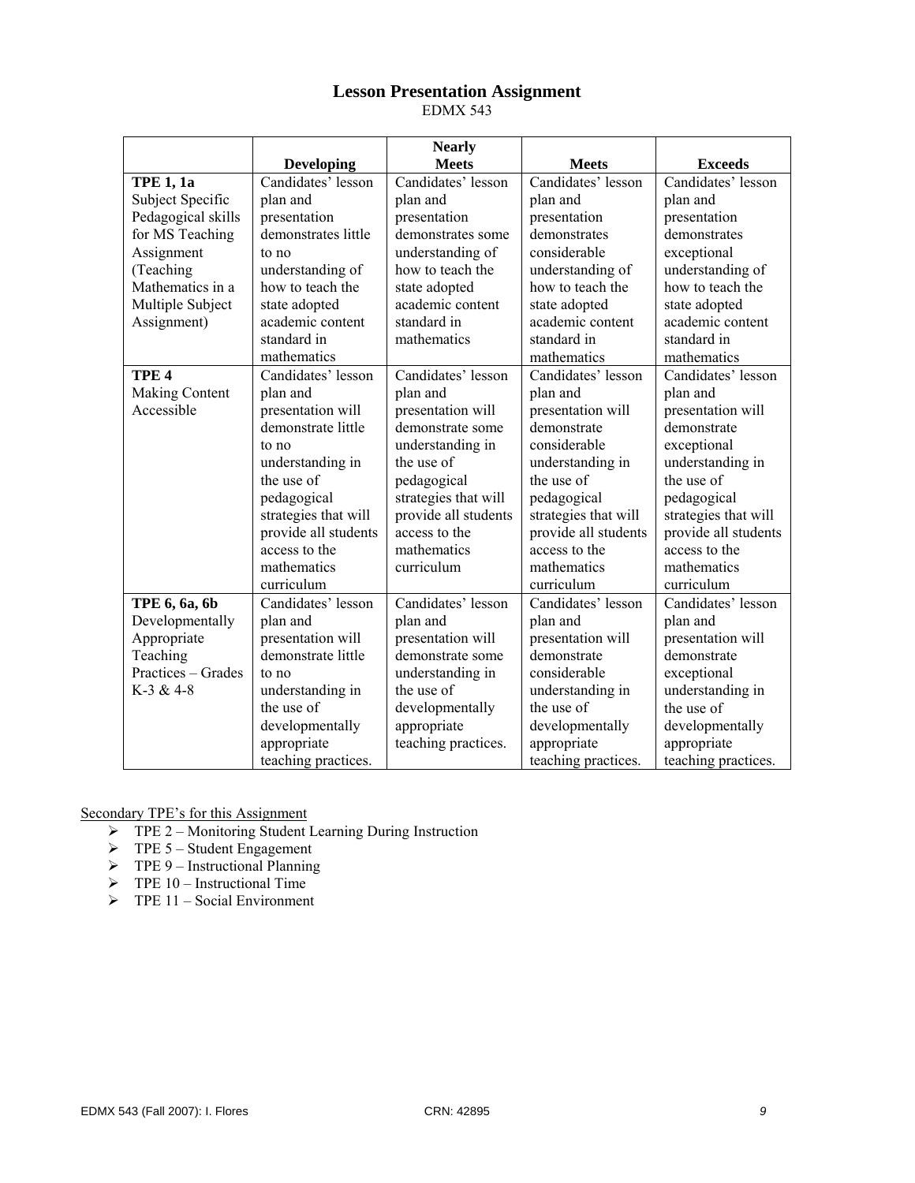## Lesson Presentation Assignment

EDMX 543

| | Developing | Nearly Meets | Meets | Exceeds |
|---|---|---|---|---|
| **TPE 1, 1a** Subject Specific Pedagogical skills for MS Teaching Assignment (Teaching Mathematics in a Multiple Subject Assignment) | Candidates' lesson plan and presentation demonstrates little to no understanding of how to teach the state adopted academic content standard in mathematics | Candidates' lesson plan and presentation demonstrates some understanding of how to teach the state adopted academic content standard in mathematics | Candidates' lesson plan and presentation demonstrates considerable understanding of how to teach the state adopted academic content standard in mathematics | Candidates' lesson plan and presentation demonstrates exceptional understanding of how to teach the state adopted academic content standard in mathematics |
| **TPE 4** Making Content Accessible | Candidates' lesson plan and presentation will demonstrate little to no understanding in the use of pedagogical strategies that will provide all students access to the mathematics curriculum | Candidates' lesson plan and presentation will demonstrate some understanding in the use of pedagogical strategies that will provide all students access to the mathematics curriculum | Candidates' lesson plan and presentation will demonstrate considerable understanding in the use of pedagogical strategies that will provide all students access to the mathematics curriculum | Candidates' lesson plan and presentation will demonstrate exceptional understanding in the use of pedagogical strategies that will provide all students access to the mathematics curriculum |
| **TPE 6, 6a, 6b** Developmentally Appropriate Teaching Practices – Grades K-3 & 4-8 | Candidates' lesson plan and presentation will demonstrate little to no understanding in the use of developmentally appropriate teaching practices. | Candidates' lesson plan and presentation will demonstrate some understanding in the use of developmentally appropriate teaching practices. | Candidates' lesson plan and presentation will demonstrate considerable understanding in the use of developmentally appropriate teaching practices. | Candidates' lesson plan and presentation will demonstrate exceptional understanding in the use of developmentally appropriate teaching practices. |

Secondary TPE's for this Assignment

- TPE 2 – Monitoring Student Learning During Instruction
- TPE 5 – Student Engagement
- TPE 9 – Instructional Planning
- TPE 10 – Instructional Time
- TPE 11 – Social Environment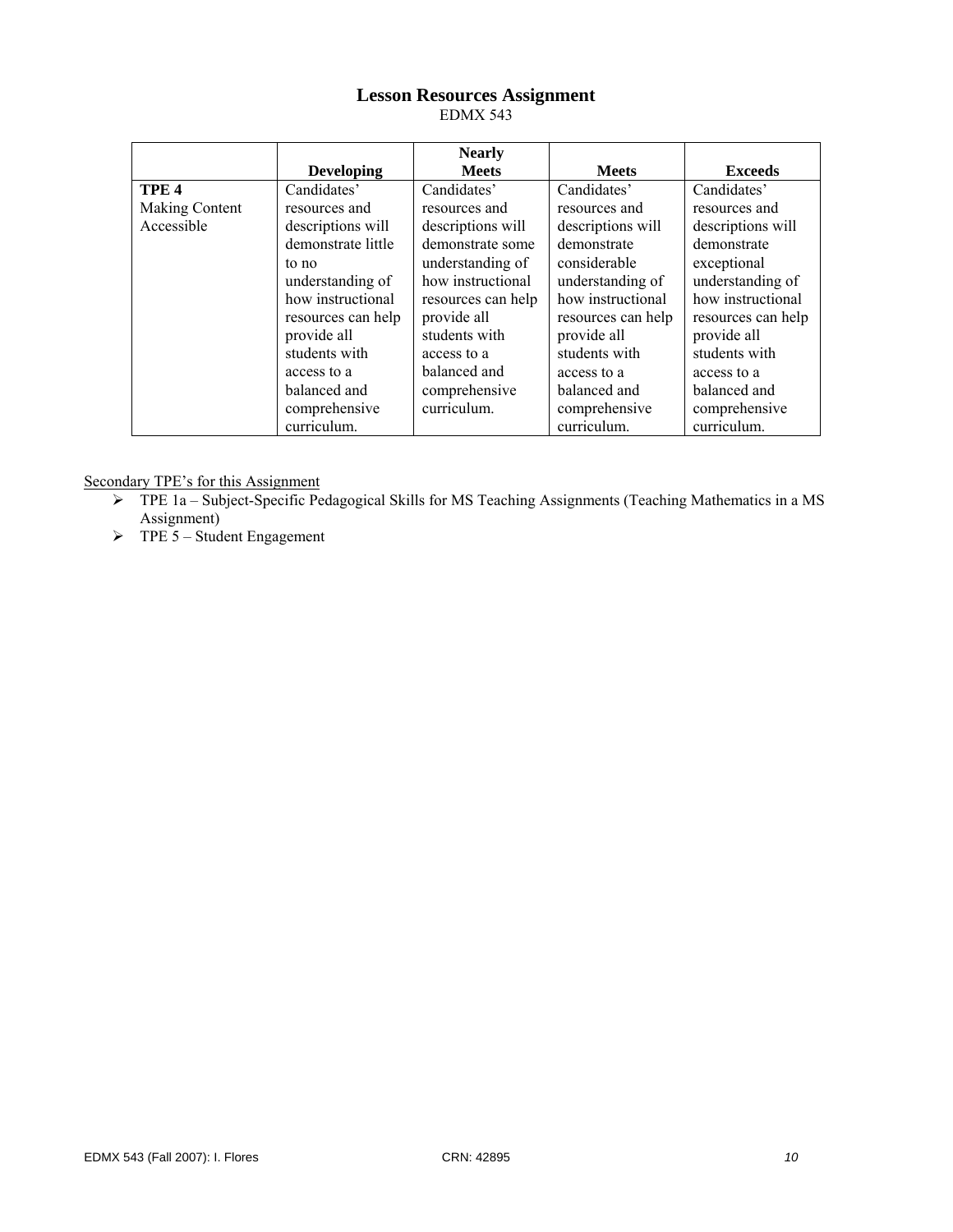## Lesson Resources Assignment

EDMX 543

| | Developing | Nearly Meets | Meets | Exceeds |
|---|---|---|---|---|
| **TPE 4** Making Content Accessible | Candidates' resources and descriptions will demonstrate little to no understanding of how instructional resources can help provide all students with access to a balanced and comprehensive curriculum. | Candidates' resources and descriptions will demonstrate some understanding of how instructional resources can help provide all students with access to a balanced and comprehensive curriculum. | Candidates' resources and descriptions will demonstrate considerable understanding of how instructional resources can help provide all students with access to a balanced and comprehensive curriculum. | Candidates' resources and descriptions will demonstrate exceptional understanding of how instructional resources can help provide all students with access to a balanced and comprehensive curriculum. |

Secondary TPE's for this Assignment

- TPE 1a – Subject-Specific Pedagogical Skills for MS Teaching Assignments (Teaching Mathematics in a MS Assignment)
- TPE 5 – Student Engagement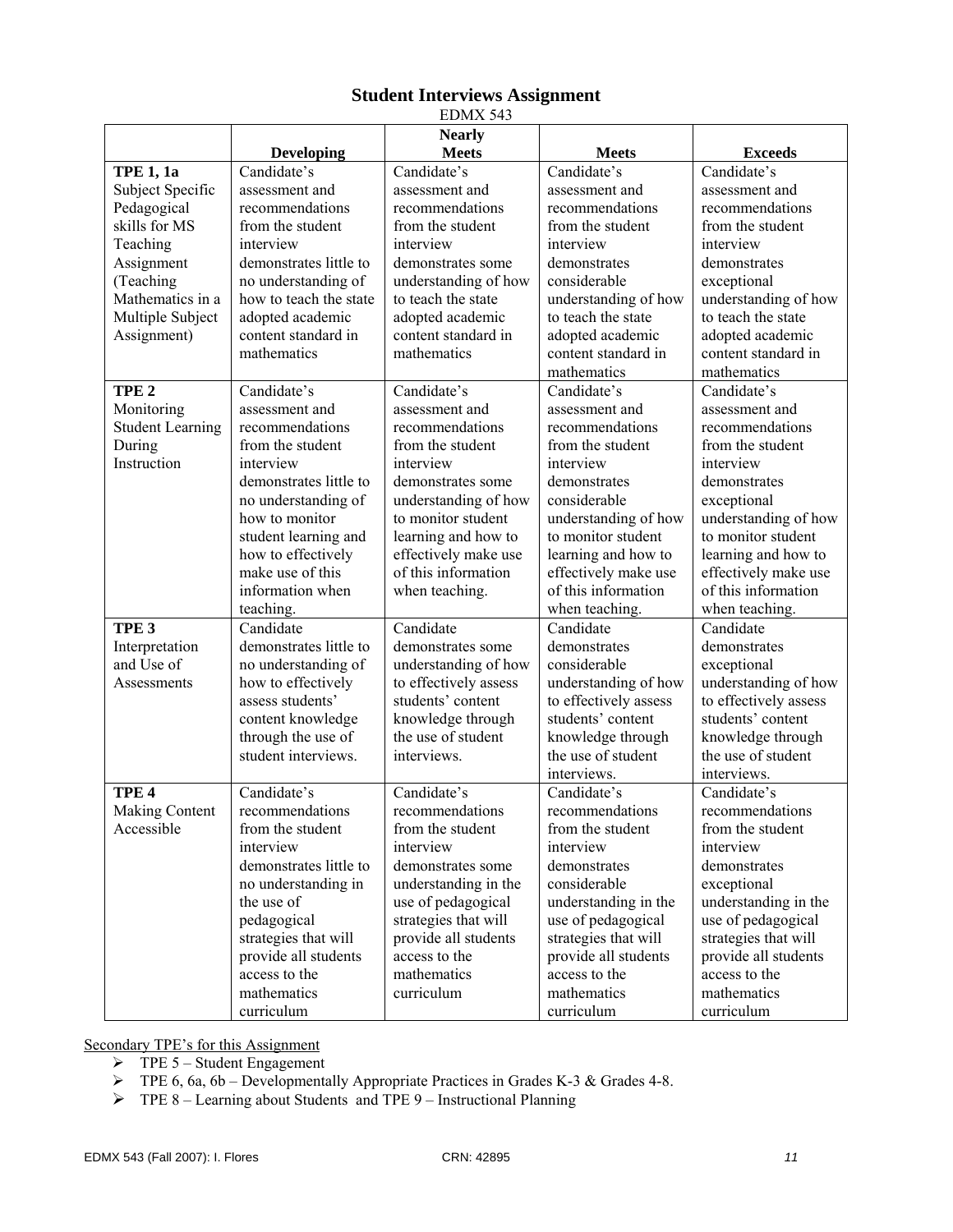# Student Interviews Assignment

EDMX 543

| | Developing | Nearly Meets | Meets | Exceeds |
|---|---|---|---|---|
| **TPE 1, 1a** Subject Specific Pedagogical skills for MS Teaching Assignment (Teaching Mathematics in a Multiple Subject Assignment) | Candidate's assessment and recommendations from the student interview demonstrates little to no understanding of how to teach the state adopted academic content standard in mathematics | Candidate's assessment and recommendations from the student interview demonstrates some understanding of how to teach the state adopted academic content standard in mathematics | Candidate's assessment and recommendations from the student interview demonstrates considerable understanding of how to teach the state adopted academic content standard in mathematics | Candidate's assessment and recommendations from the student interview demonstrates exceptional understanding of how to teach the state adopted academic content standard in mathematics |
| **TPE 2** Monitoring Student Learning During Instruction | Candidate's assessment and recommendations from the student interview demonstrates little to no understanding of how to monitor student learning and how to effectively make use of this information when teaching. | Candidate's assessment and recommendations from the student interview demonstrates some understanding of how to monitor student learning and how to effectively make use of this information when teaching. | Candidate's assessment and recommendations from the student interview demonstrates considerable understanding of how to monitor student learning and how to effectively make use of this information when teaching. | Candidate's assessment and recommendations from the student interview demonstrates exceptional understanding of how to monitor student learning and how to effectively make use of this information when teaching. |
| **TPE 3** Interpretation and Use of Assessments | Candidate demonstrates little to no understanding of how to effectively assess students' content knowledge through the use of student interviews. | Candidate demonstrates some understanding of how to effectively assess students' content knowledge through the use of student interviews. | Candidate demonstrates considerable understanding of how to effectively assess students' content knowledge through the use of student interviews. | Candidate demonstrates exceptional understanding of how to effectively assess students' content knowledge through the use of student interviews. |
| **TPE 4** Making Content Accessible | Candidate's recommendations from the student interview demonstrates little to no understanding in the use of pedagogical strategies that will provide all students access to the mathematics curriculum | Candidate's recommendations from the student interview demonstrates some understanding in the use of pedagogical strategies that will provide all students access to the mathematics curriculum | Candidate's recommendations from the student interview demonstrates considerable understanding in the use of pedagogical strategies that will provide all students access to the mathematics curriculum | Candidate's recommendations from the student interview demonstrates exceptional understanding in the use of pedagogical strategies that will provide all students access to the mathematics curriculum |

Secondary TPE's for this Assignment

- TPE 5 – Student Engagement
- TPE 6, 6a, 6b – Developmentally Appropriate Practices in Grades K-3 & Grades 4-8.
- TPE 8 – Learning about Students and TPE 9 – Instructional Planning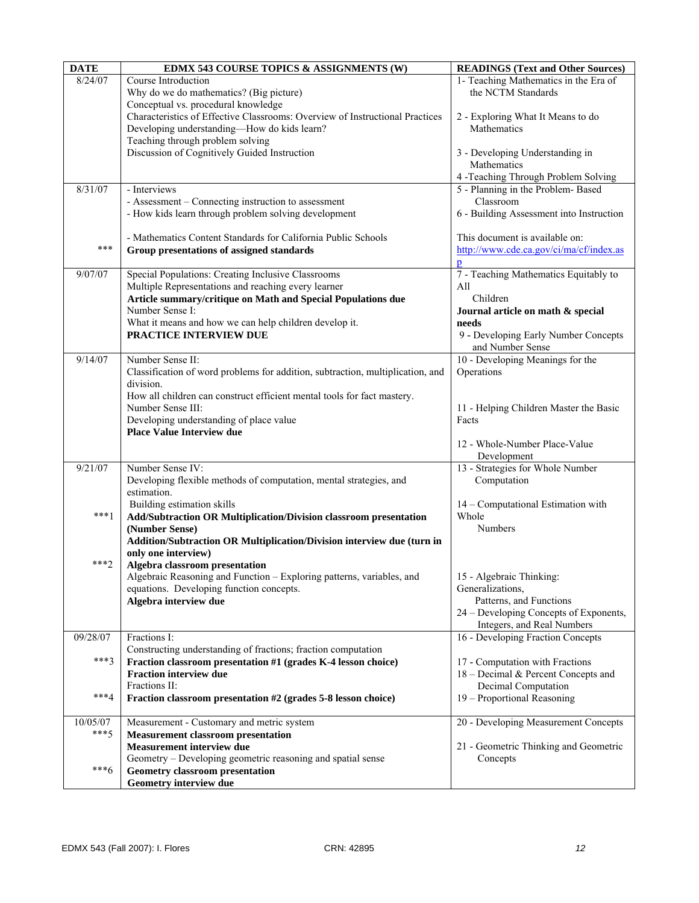| DATE | EDMX 543 COURSE TOPICS & ASSIGNMENTS (W) | READINGS (Text and Other Sources) |
|---|---|---|
| 8/24/07 | Course Introduction<br>Why do we do mathematics? (Big picture)<br>Conceptual vs. procedural knowledge<br>Characteristics of Effective Classrooms: Overview of Instructional Practices<br>Developing understanding—How do kids learn?<br>Teaching through problem solving<br>Discussion of Cognitively Guided Instruction | 1- Teaching Mathematics in the Era of the NCTM Standards<br><br>2 - Exploring What It Means to do Mathematics<br><br>3 - Developing Understanding in Mathematics<br>4 -Teaching Through Problem Solving |
| 8/31/07<br><br><br><br>*** | - Interviews<br>- Assessment – Connecting instruction to assessment<br>- How kids learn through problem solving development<br><br>- Mathematics Content Standards for California Public Schools<br>**Group presentations of assigned standards** | 5 - Planning in the Problem- Based Classroom<br>6 - Building Assessment into Instruction<br><br>This document is available on:<br>http://www.cde.ca.gov/ci/ma/cf/index.asp |
| 9/07/07 | Special Populations: Creating Inclusive Classrooms<br>Multiple Representations and reaching every learner<br>**Article summary/critique on Math and Special Populations due**<br>Number Sense I:<br>What it means and how we can help children develop it.<br>**PRACTICE INTERVIEW DUE** | 7 - Teaching Mathematics Equitably to All Children<br>**Journal article on math & special needs**<br>9 - Developing Early Number Concepts and Number Sense |
| 9/14/07 | Number Sense II:<br>Classification of word problems for addition, subtraction, multiplication, and division.<br>How all children can construct efficient mental tools for fact mastery.<br>Number Sense III:<br>Developing understanding of place value<br>**Place Value Interview due** | 10 - Developing Meanings for the Operations<br><br>11 - Helping Children Master the Basic Facts<br><br>12 - Whole-Number Place-Value Development |
| 9/21/07<br><br><br>***1<br><br><br><br>***2 | Number Sense IV:<br>Developing flexible methods of computation, mental strategies, and estimation.<br>Building estimation skills<br>**Add/Subtraction OR Multiplication/Division classroom presentation (Number Sense)**<br>**Addition/Subtraction OR Multiplication/Division interview due (turn in only one interview)**<br>**Algebra classroom presentation**<br>Algebraic Reasoning and Function – Exploring patterns, variables, and equations. Developing function concepts.<br>**Algebra interview due** | 13 - Strategies for Whole Number Computation<br><br>14 – Computational Estimation with Whole Numbers<br><br><br>15 - Algebraic Thinking: Generalizations, Patterns, and Functions<br>24 – Developing Concepts of Exponents, Integers, and Real Numbers |
| 09/28/07<br><br>***3<br><br><br>***4 | Fractions I:<br>Constructing understanding of fractions; fraction computation<br>**Fraction classroom presentation #1 (grades K-4 lesson choice)**<br>**Fraction interview due**<br>Fractions II:<br>**Fraction classroom presentation #2 (grades 5-8 lesson choice)** | 16 - Developing Fraction Concepts<br><br>17 - Computation with Fractions<br>18 – Decimal & Percent Concepts and Decimal Computation<br>19 – Proportional Reasoning |
| 10/05/07<br>***5<br><br><br>***6 | Measurement - Customary and metric system<br>**Measurement classroom presentation**<br>**Measurement interview due**<br>Geometry – Developing geometric reasoning and spatial sense<br>**Geometry classroom presentation**<br>**Geometry interview due** | 20 - Developing Measurement Concepts<br><br>21 - Geometric Thinking and Geometric Concepts |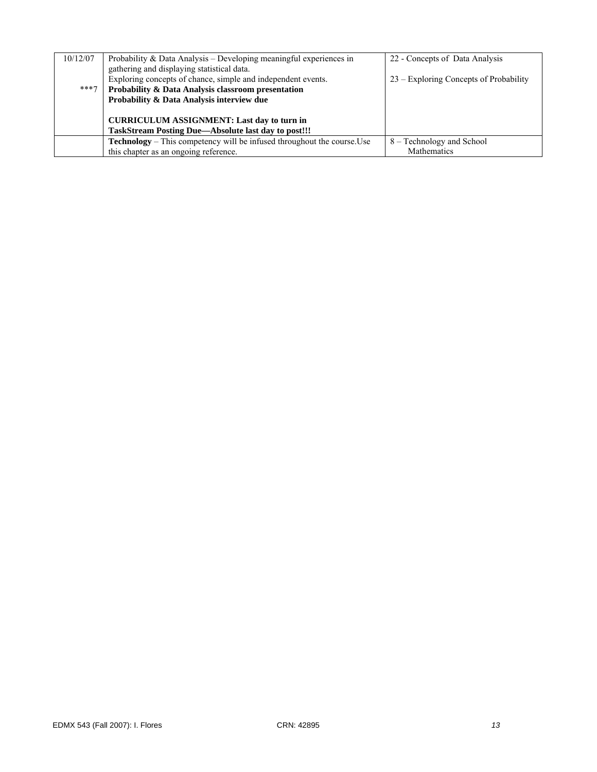| | | |
|---|---|---|
| 10/12/07<br><br><br>***7 | Probability & Data Analysis – Developing meaningful experiences in gathering and displaying statistical data.<br>Exploring concepts of chance, simple and independent events.<br>**Probability & Data Analysis classroom presentation**<br>**Probability & Data Analysis interview due**<br><br>**CURRICULUM ASSIGNMENT: Last day to turn in**<br>**TaskStream Posting Due—Absolute last day to post!!!** | 22 - Concepts of Data Analysis<br><br>23 – Exploring Concepts of Probability |
| | **Technology** – This competency will be infused throughout the course.Use this chapter as an ongoing reference. | 8 – Technology and School Mathematics |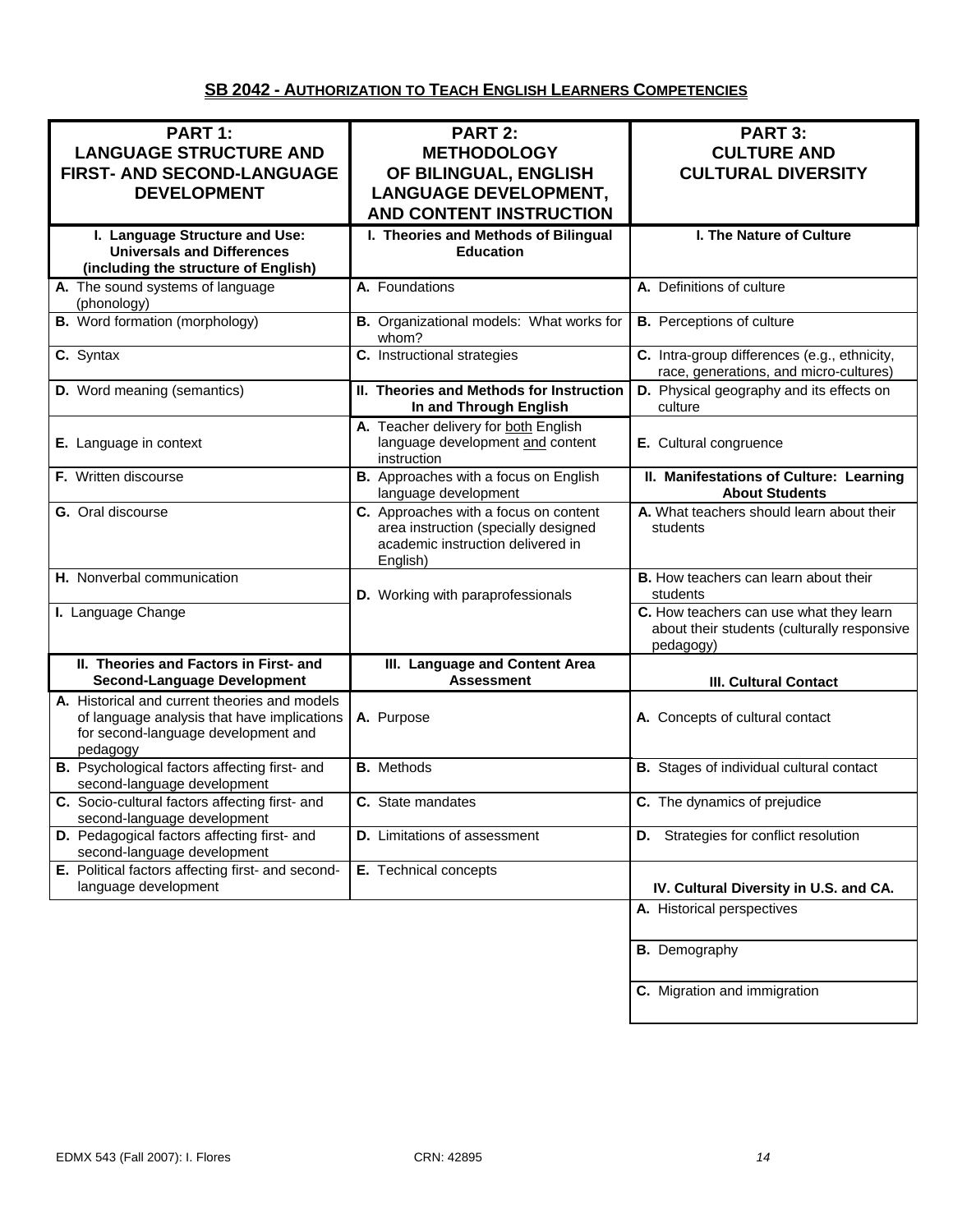## SB 2042 - AUTHORIZATION TO TEACH ENGLISH LEARNERS COMPETENCIES

| PART 1: LANGUAGE STRUCTURE AND FIRST- AND SECOND-LANGUAGE DEVELOPMENT | PART 2: METHODOLOGY OF BILINGUAL, ENGLISH LANGUAGE DEVELOPMENT, AND CONTENT INSTRUCTION | PART 3: CULTURE AND CULTURAL DIVERSITY |
|---|---|---|
| **I. Language Structure and Use: Universals and Differences (including the structure of English)** | **I. Theories and Methods of Bilingual Education** | **I. The Nature of Culture** |
| **A.** The sound systems of language (phonology) | **A.** Foundations | **A.** Definitions of culture |
| **B.** Word formation (morphology) | **B.** Organizational models: What works for whom? | **B.** Perceptions of culture |
| **C.** Syntax | **C.** Instructional strategies | **C.** Intra-group differences (e.g., ethnicity, race, generations, and micro-cultures) |
| **D.** Word meaning (semantics) | **II. Theories and Methods for Instruction In and Through English** | **D.** Physical geography and its effects on culture |
| **E.** Language in context | **A.** Teacher delivery for both English language development and content instruction | **E.** Cultural congruence |
| **F.** Written discourse | **B.** Approaches with a focus on English language development | **II. Manifestations of Culture: Learning About Students** |
| **G.** Oral discourse | **C.** Approaches with a focus on content area instruction (specially designed academic instruction delivered in English) | **A.** What teachers should learn about their students |
| **H.** Nonverbal communication | **D.** Working with paraprofessionals | **B.** How teachers can learn about their students |
| **I.** Language Change | | **C.** How teachers can use what they learn about their students (culturally responsive pedagogy) |
| **II. Theories and Factors in First- and Second-Language Development** | **III. Language and Content Area Assessment** | **III. Cultural Contact** |
| **A.** Historical and current theories and models of language analysis that have implications for second-language development and pedagogy | **A.** Purpose | **A.** Concepts of cultural contact |
| **B.** Psychological factors affecting first- and second-language development | **B.** Methods | **B.** Stages of individual cultural contact |
| **C.** Socio-cultural factors affecting first- and second-language development | **C.** State mandates | **C.** The dynamics of prejudice |
| **D.** Pedagogical factors affecting first- and second-language development | **D.** Limitations of assessment | **D.** Strategies for conflict resolution |
| **E.** Political factors affecting first- and second-language development | **E.** Technical concepts | **IV. Cultural Diversity in U.S. and CA.** |
| | | **A.** Historical perspectives |
| | | **B.** Demography |
| | | **C.** Migration and immigration |

EDMX 543 (Fall 2007): I. Flores CRN: 42895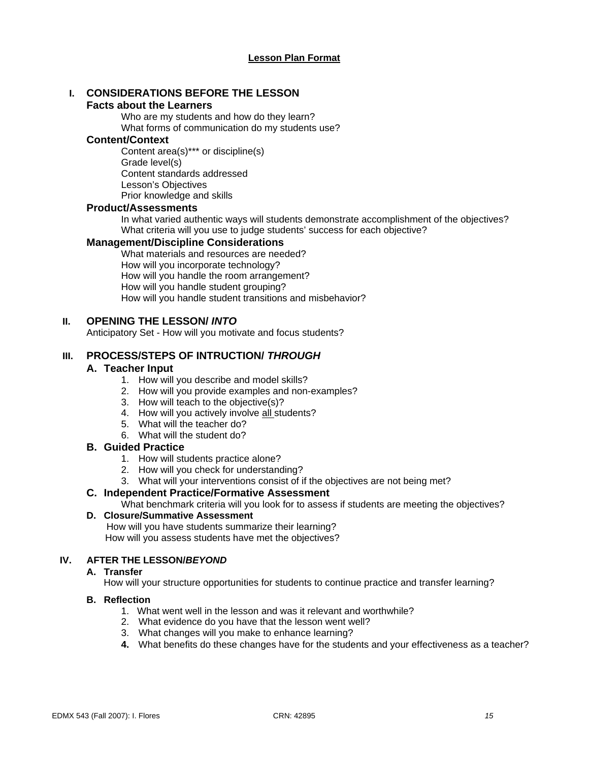# Lesson Plan Format

## I. CONSIDERATIONS BEFORE THE LESSON

### Facts about the Learners

Who are my students and how do they learn?
What forms of communication do my students use?

### Content/Context

Content area(s)*** or discipline(s)
Grade level(s)
Content standards addressed
Lesson's Objectives
Prior knowledge and skills

### Product/Assessments

In what varied authentic ways will students demonstrate accomplishment of the objectives?
What criteria will you use to judge students' success for each objective?

### Management/Discipline Considerations

What materials and resources are needed?
How will you incorporate technology?
How will you handle the room arrangement?
How will you handle student grouping?
How will you handle student transitions and misbehavior?

## II. OPENING THE LESSON/ *INTO*

Anticipatory Set - How will you motivate and focus students?

## III. PROCESS/STEPS OF INTRUCTION/ *THROUGH*

### A. Teacher Input

1. How will you describe and model skills?
2. How will you provide examples and non-examples?
3. How will teach to the objective(s)?
4. How will you actively involve <u>all</u> students?
5. What will the teacher do?
6. What will the student do?

### B. Guided Practice

1. How will students practice alone?
2. How will you check for understanding?
3. What will your interventions consist of if the objectives are not being met?

### C. Independent Practice/Formative Assessment

What benchmark criteria will you look for to assess if students are meeting the objectives?

### D. Closure/Summative Assessment

How will you have students summarize their learning?
How will you assess students have met the objectives?

## IV. AFTER THE LESSON/*BEYOND*

### A. Transfer

How will your structure opportunities for students to continue practice and transfer learning?

### B. Reflection

1. What went well in the lesson and was it relevant and worthwhile?
2. What evidence do you have that the lesson went well?
3. What changes will you make to enhance learning?
4. What benefits do these changes have for the students and your effectiveness as a teacher?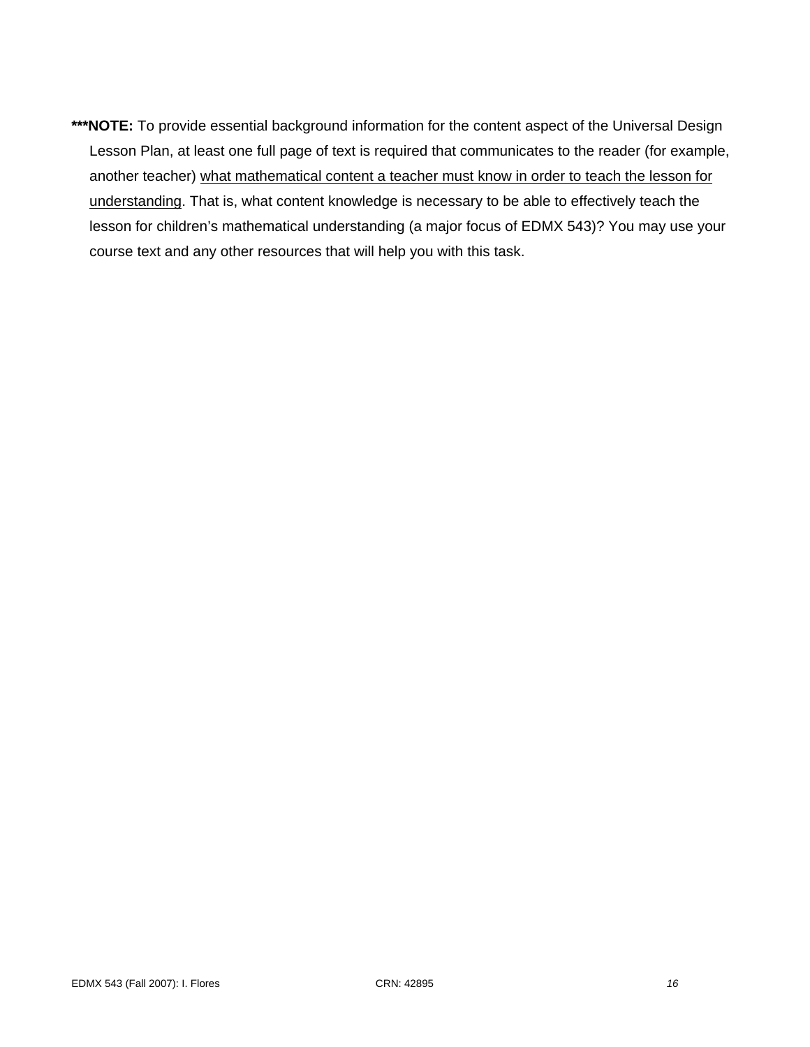**\*\*\*NOTE:** To provide essential background information for the content aspect of the Universal Design Lesson Plan, at least one full page of text is required that communicates to the reader (for example, another teacher) <u>what mathematical content a teacher must know in order to teach the lesson for understanding</u>. That is, what content knowledge is necessary to be able to effectively teach the lesson for children's mathematical understanding (a major focus of EDMX 543)? You may use your course text and any other resources that will help you with this task.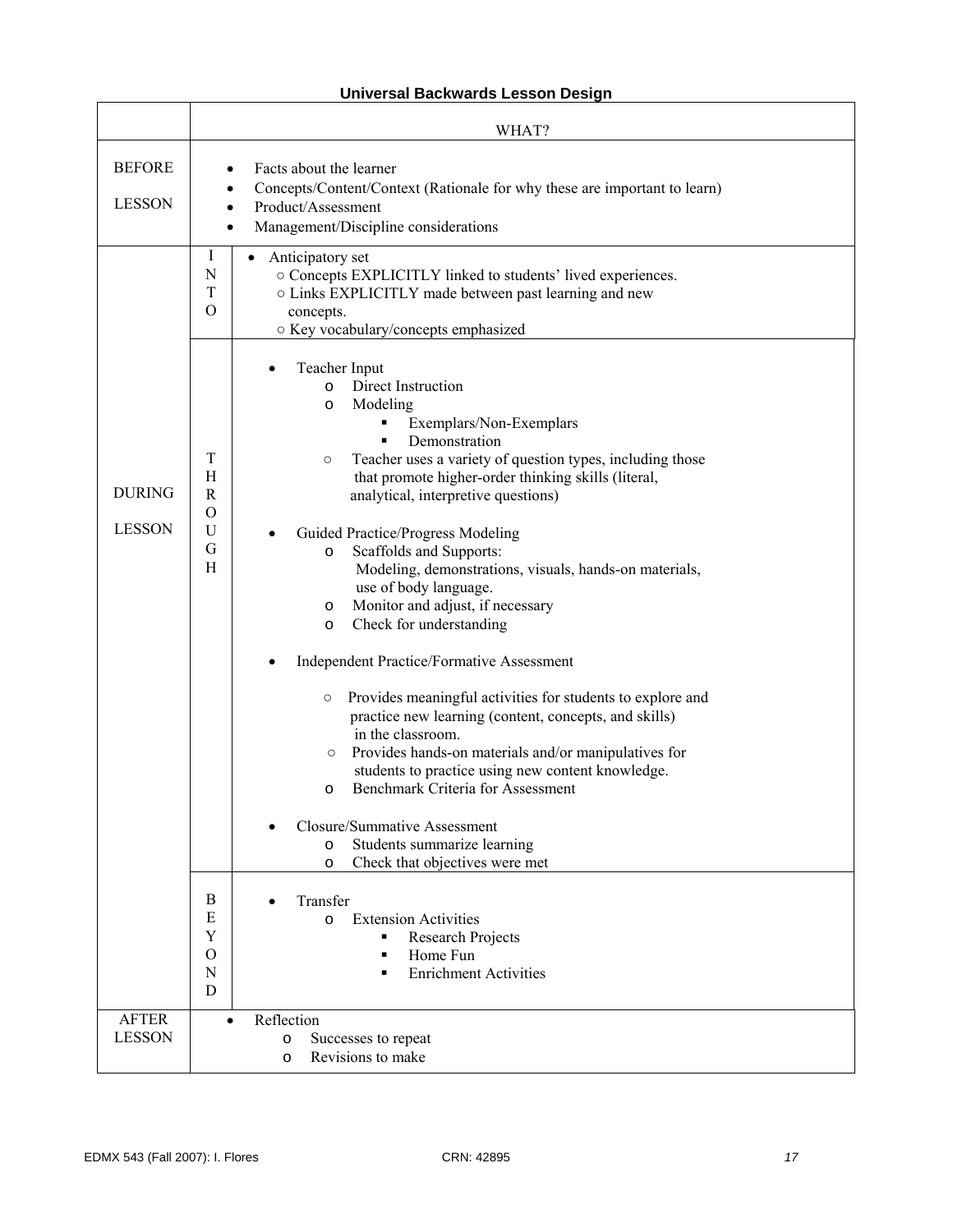**Universal Backwards Lesson Design**

| | | WHAT? |
|---|---|---|
| BEFORE LESSON | | • Facts about the learner<br>• Concepts/Content/Context (Rationale for why these are important to learn)<br>• Product/Assessment<br>• Management/Discipline considerations |
| DURING LESSON | INTO | • Anticipatory set<br>○ Concepts EXPLICITLY linked to students' lived experiences.<br>○ Links EXPLICITLY made between past learning and new concepts.<br>○ Key vocabulary/concepts emphasized |
| | THROUGH | • Teacher Input<br>o Direct Instruction<br>o Modeling<br>▪ Exemplars/Non-Exemplars<br>▪ Demonstration<br>○ Teacher uses a variety of question types, including those that promote higher-order thinking skills (literal, analytical, interpretive questions)<br><br>• Guided Practice/Progress Modeling<br>o Scaffolds and Supports: Modeling, demonstrations, visuals, hands-on materials, use of body language.<br>o Monitor and adjust, if necessary<br>o Check for understanding<br><br>• Independent Practice/Formative Assessment<br>○ Provides meaningful activities for students to explore and practice new learning (content, concepts, and skills) in the classroom.<br>○ Provides hands-on materials and/or manipulatives for students to practice using new content knowledge.<br>o Benchmark Criteria for Assessment<br><br>• Closure/Summative Assessment<br>o Students summarize learning<br>o Check that objectives were met |
| | BEYOND | • Transfer<br>o Extension Activities<br>▪ Research Projects<br>▪ Home Fun<br>▪ Enrichment Activities |
| AFTER LESSON | | • Reflection<br>o Successes to repeat<br>o Revisions to make |